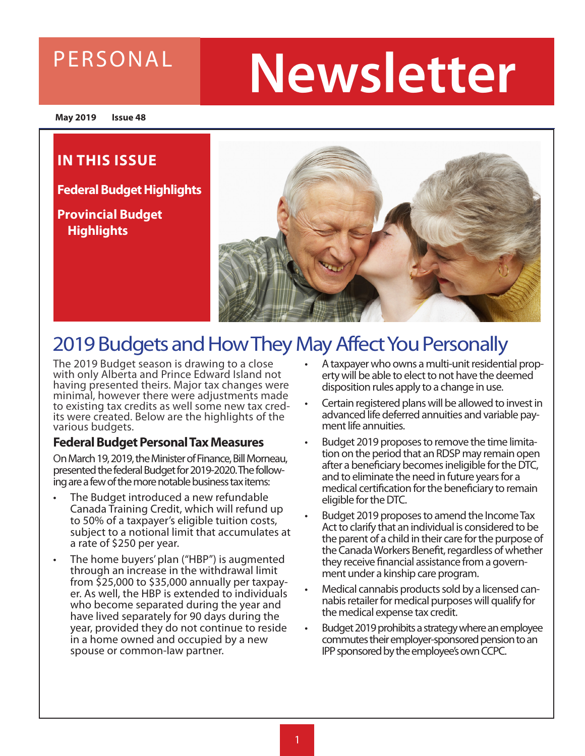PERSONAL **Newsletter**

**May 2019 Issue 48**

## IN THIS ISSUE

**Federal Budget Highlights**

**Provincial Budget Highlights**

# 2019 Budgets and How They May Affect You Personally

The 2019 Budget season is drawing to a close with only Alberta and Prince Edward Island not having presented theirs. Major tax changes were minimal, however there were adjustments made to existing tax credits as well some new tax credits were created. Below are the highlights of the various budgets.

### Federal Budget Personal Tax Measures

On March 19, 2019, the Minister of Finance, Bill Morneau, presented the federal Budget for 2019-2020. The following are a few of the more notable business tax items:

- The Budget introduced a new refundable Canada Training Credit, which will refund up to 50% of a taxpayer's eligible tuition costs, subject to a notional limit that accumulates at a rate of $250 per year.
- The home buyers' plan ("HBP") is augmented through an increase in the withdrawal limit from $25,000 to $35,000 annually per taxpayer. As well, the HBP is extended to individuals who become separated during the year and have lived separately for 90 days during the year, provided they do not continue to reside in a home owned and occupied by a new spouse or common-law partner.
- A taxpayer who owns a multi-unit residential property will be able to elect to not have the deemed disposition rules apply to a change in use.
- Certain registered plans will be allowed to invest in advanced life deferred annuities and variable payment life annuities.
- Budget 2019 proposes to remove the time limitation on the period that an RDSP may remain open after a beneficiary becomes ineligible for the DTC, and to eliminate the need in future years for a medical certification for the beneficiary to remain eligible for the DTC.
- Budget 2019 proposes to amend the Income Tax Act to clarify that an individual is considered to be the parent of a child in their care for the purpose of the Canada Workers Benefit, regardless of whether they receive financial assistance from a government under a kinship care program.
- Medical cannabis products sold by a licensed cannabis retailer for medical purposes will qualify for the medical expense tax credit.
- Budget 2019 prohibits a strategy where an employee commutes their employer-sponsored pension to an IPP sponsored by the employee's own CCPC.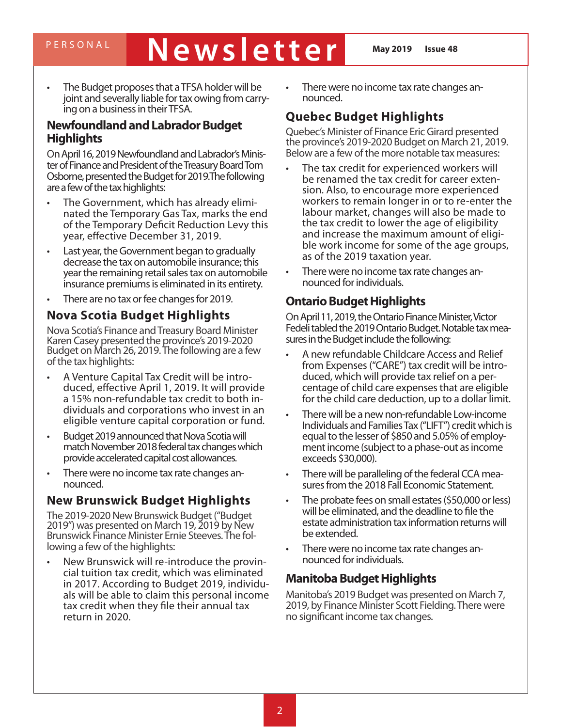- The Budget proposes that a TFSA holder will be joint and severally liable for tax owing from carrying on a business in their TFSA.

## Newfoundland and Labrador Budget Highlights

On April 16, 2019 Newfoundland and Labrador's Minister of Finance and President of the Treasury Board Tom Osborne, presented the Budget for 2019.The following are a few of the tax highlights:

- The Government, which has already eliminated the Temporary Gas Tax, marks the end of the Temporary Deficit Reduction Levy this year, effective December 31, 2019.
- Last year, the Government began to gradually decrease the tax on automobile insurance; this year the remaining retail sales tax on automobile insurance premiums is eliminated in its entirety.
- There are no tax or fee changes for 2019.

## Nova Scotia Budget Highlights

Nova Scotia's Finance and Treasury Board Minister Karen Casey presented the province's 2019-2020 Budget on March 26, 2019. The following are a few of the tax highlights:

- A Venture Capital Tax Credit will be introduced, effective April 1, 2019. It will provide a 15% non-refundable tax credit to both individuals and corporations who invest in an eligible venture capital corporation or fund.
- Budget 2019 announced that Nova Scotia will match November 2018 federal tax changes which provide accelerated capital cost allowances.
- There were no income tax rate changes announced.

## New Brunswick Budget Highlights

The 2019-2020 New Brunswick Budget ("Budget 2019") was presented on March 19, 2019 by New Brunswick Finance Minister Ernie Steeves. The following a few of the highlights:

- New Brunswick will re-introduce the provincial tuition tax credit, which was eliminated in 2017. According to Budget 2019, individuals will be able to claim this personal income tax credit when they file their annual tax return in 2020.
- There were no income tax rate changes announced.

## Quebec Budget Highlights

Quebec's Minister of Finance Eric Girard presented the province's 2019-2020 Budget on March 21, 2019. Below are a few of the more notable tax measures:

- The tax credit for experienced workers will be renamed the tax credit for career extension. Also, to encourage more experienced workers to remain longer in or to re-enter the labour market, changes will also be made to the tax credit to lower the age of eligibility and increase the maximum amount of eligible work income for some of the age groups, as of the 2019 taxation year.
- There were no income tax rate changes announced for individuals.

## Ontario Budget Highlights

On April 11, 2019, the Ontario Finance Minister, Victor Fedeli tabled the 2019 Ontario Budget. Notable tax measures in the Budget include the following:

- A new refundable Childcare Access and Relief from Expenses ("CARE") tax credit will be introduced, which will provide tax relief on a percentage of child care expenses that are eligible for the child care deduction, up to a dollar limit.
- There will be a new non-refundable Low-income Individuals and Families Tax ("LIFT") credit which is equal to the lesser of $850 and 5.05% of employment income (subject to a phase-out as income exceeds $30,000).
- There will be paralleling of the federal CCA measures from the 2018 Fall Economic Statement.
- The probate fees on small estates ($50,000 or less) will be eliminated, and the deadline to file the estate administration tax information returns will be extended.
- There were no income tax rate changes announced for individuals.

## Manitoba Budget Highlights

Manitoba's 2019 Budget was presented on March 7, 2019, by Finance Minister Scott Fielding. There were no significant income tax changes.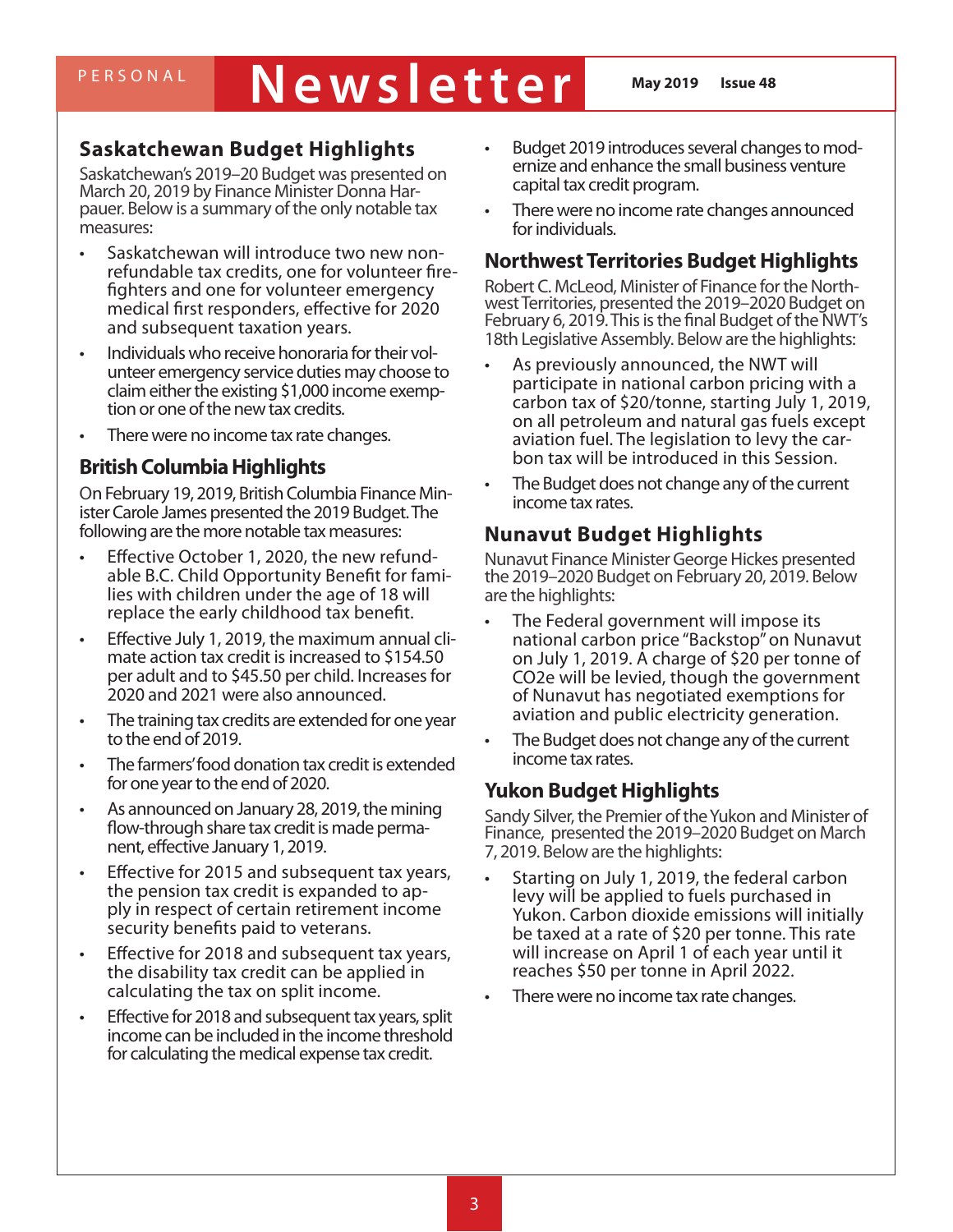## Saskatchewan Budget Highlights

Saskatchewan's 2019–20 Budget was presented on March 20, 2019 by Finance Minister Donna Harpauer. Below is a summary of the only notable tax measures:

- Saskatchewan will introduce two new non-refundable tax credits, one for volunteer firefighters and one for volunteer emergency medical first responders, effective for 2020 and subsequent taxation years.
- Individuals who receive honoraria for their volunteer emergency service duties may choose to claim either the existing $1,000 income exemption or one of the new tax credits.
- There were no income tax rate changes.

## British Columbia Highlights

On February 19, 2019, British Columbia Finance Minister Carole James presented the 2019 Budget. The following are the more notable tax measures:

- Effective October 1, 2020, the new refundable B.C. Child Opportunity Benefit for families with children under the age of 18 will replace the early childhood tax benefit.
- Effective July 1, 2019, the maximum annual climate action tax credit is increased to $154.50 per adult and to $45.50 per child. Increases for 2020 and 2021 were also announced.
- The training tax credits are extended for one year to the end of 2019.
- The farmers' food donation tax credit is extended for one year to the end of 2020.
- As announced on January 28, 2019, the mining flow-through share tax credit is made permanent, effective January 1, 2019.
- Effective for 2015 and subsequent tax years, the pension tax credit is expanded to apply in respect of certain retirement income security benefits paid to veterans.
- Effective for 2018 and subsequent tax years, the disability tax credit can be applied in calculating the tax on split income.
- Effective for 2018 and subsequent tax years, split income can be included in the income threshold for calculating the medical expense tax credit.
- Budget 2019 introduces several changes to modernize and enhance the small business venture capital tax credit program.
- There were no income rate changes announced for individuals.

## Northwest Territories Budget Highlights

Robert C. McLeod, Minister of Finance for the Northwest Territories, presented the 2019–2020 Budget on February 6, 2019. This is the final Budget of the NWT's 18th Legislative Assembly. Below are the highlights:

- As previously announced, the NWT will participate in national carbon pricing with a carbon tax of $20/tonne, starting July 1, 2019, on all petroleum and natural gas fuels except aviation fuel. The legislation to levy the carbon tax will be introduced in this Session.
- The Budget does not change any of the current income tax rates.

## Nunavut Budget Highlights

Nunavut Finance Minister George Hickes presented the 2019–2020 Budget on February 20, 2019. Below are the highlights:

- The Federal government will impose its national carbon price "Backstop" on Nunavut on July 1, 2019. A charge of $20 per tonne of $CO_2e$ will be levied, though the government of Nunavut has negotiated exemptions for aviation and public electricity generation.
- The Budget does not change any of the current income tax rates.

## Yukon Budget Highlights

Sandy Silver, the Premier of the Yukon and Minister of Finance, presented the 2019–2020 Budget on March 7, 2019. Below are the highlights:

- Starting on July 1, 2019, the federal carbon levy will be applied to fuels purchased in Yukon. Carbon dioxide emissions will initially be taxed at a rate of $20 per tonne. This rate will increase on April 1 of each year until it reaches $50 per tonne in April 2022.
- There were no income tax rate changes.